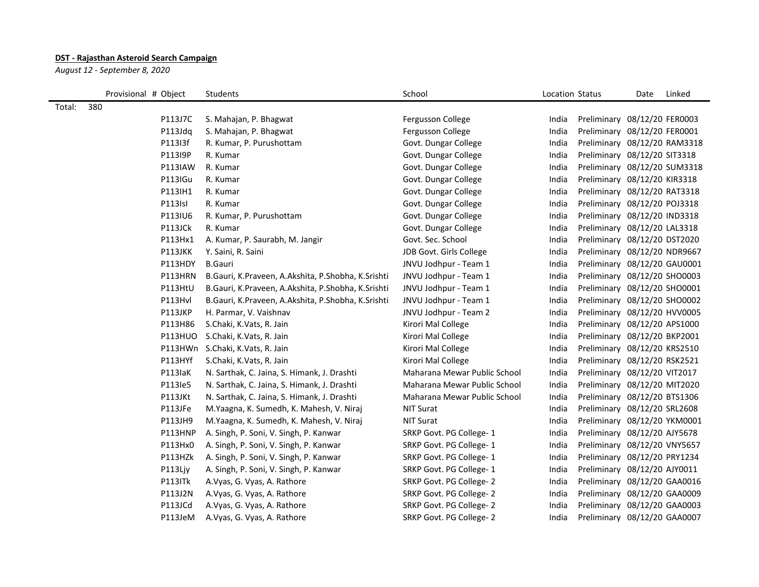**DST - Rajasthan Asteroid Search Campaign**

*August 12 - September 8, 2020*

| | Provisional # | Object | Students | School | Location | Status | Date | Linked |
|---|---|---|---|---|---|---|---|---|
| Total: | 380 | | | | | | | |
| | | P113J7C | S. Mahajan, P. Bhagwat | Fergusson College | India | Preliminary | 08/12/20 | FER0003 |
| | | P113Jdq | S. Mahajan, P. Bhagwat | Fergusson College | India | Preliminary | 08/12/20 | FER0001 |
| | | P113I3f | R. Kumar, P. Purushottam | Govt. Dungar College | India | Preliminary | 08/12/20 | RAM3318 |
| | | P113I9P | R. Kumar | Govt. Dungar College | India | Preliminary | 08/12/20 | SIT3318 |
| | | P113IAW | R. Kumar | Govt. Dungar College | India | Preliminary | 08/12/20 | SUM3318 |
| | | P113IGu | R. Kumar | Govt. Dungar College | India | Preliminary | 08/12/20 | KIR3318 |
| | | P113IH1 | R. Kumar | Govt. Dungar College | India | Preliminary | 08/12/20 | RAT3318 |
| | | P113IsI | R. Kumar | Govt. Dungar College | India | Preliminary | 08/12/20 | POJ3318 |
| | | P113IU6 | R. Kumar, P. Purushottam | Govt. Dungar College | India | Preliminary | 08/12/20 | IND3318 |
| | | P113JCk | R. Kumar | Govt. Dungar College | India | Preliminary | 08/12/20 | LAL3318 |
| | | P113Hx1 | A. Kumar, P. Saurabh, M. Jangir | Govt. Sec. School | India | Preliminary | 08/12/20 | DST2020 |
| | | P113JKK | Y. Saini, R. Saini | JDB Govt. Girls College | India | Preliminary | 08/12/20 | NDR9667 |
| | | P113HDY | B.Gauri | JNVU Jodhpur - Team 1 | India | Preliminary | 08/12/20 | GAU0001 |
| | | P113HRN | B.Gauri, K.Praveen, A.Akshita, P.Shobha, K.Srishti | JNVU Jodhpur - Team 1 | India | Preliminary | 08/12/20 | SHO0003 |
| | | P113HtU | B.Gauri, K.Praveen, A.Akshita, P.Shobha, K.Srishti | JNVU Jodhpur - Team 1 | India | Preliminary | 08/12/20 | SHO0001 |
| | | P113Hvl | B.Gauri, K.Praveen, A.Akshita, P.Shobha, K.Srishti | JNVU Jodhpur - Team 1 | India | Preliminary | 08/12/20 | SHO0002 |
| | | P113JKP | H. Parmar, V. Vaishnav | JNVU Jodhpur - Team 2 | India | Preliminary | 08/12/20 | HVV0005 |
| | | P113H86 | S.Chaki, K.Vats, R. Jain | Kirori Mal College | India | Preliminary | 08/12/20 | APS1000 |
| | | P113HUO | S.Chaki, K.Vats, R. Jain | Kirori Mal College | India | Preliminary | 08/12/20 | BKP2001 |
| | | P113HWn | S.Chaki, K.Vats, R. Jain | Kirori Mal College | India | Preliminary | 08/12/20 | KRS2510 |
| | | P113HYf | S.Chaki, K.Vats, R. Jain | Kirori Mal College | India | Preliminary | 08/12/20 | RSK2521 |
| | | P113IaK | N. Sarthak, C. Jaina, S. Himank, J. Drashti | Maharana Mewar Public School | India | Preliminary | 08/12/20 | VIT2017 |
| | | P113Ie5 | N. Sarthak, C. Jaina, S. Himank, J. Drashti | Maharana Mewar Public School | India | Preliminary | 08/12/20 | MIT2020 |
| | | P113JKt | N. Sarthak, C. Jaina, S. Himank, J. Drashti | Maharana Mewar Public School | India | Preliminary | 08/12/20 | BTS1306 |
| | | P113JFe | M.Yaagna, K. Sumedh, K. Mahesh, V. Niraj | NIT Surat | India | Preliminary | 08/12/20 | SRL2608 |
| | | P113JH9 | M.Yaagna, K. Sumedh, K. Mahesh, V. Niraj | NIT Surat | India | Preliminary | 08/12/20 | YKM0001 |
| | | P113HNP | A. Singh, P. Soni, V. Singh, P. Kanwar | SRKP Govt. PG College- 1 | India | Preliminary | 08/12/20 | AJY5678 |
| | | P113Hx0 | A. Singh, P. Soni, V. Singh, P. Kanwar | SRKP Govt. PG College- 1 | India | Preliminary | 08/12/20 | VNY5657 |
| | | P113HZk | A. Singh, P. Soni, V. Singh, P. Kanwar | SRKP Govt. PG College- 1 | India | Preliminary | 08/12/20 | PRY1234 |
| | | P113Ljy | A. Singh, P. Soni, V. Singh, P. Kanwar | SRKP Govt. PG College- 1 | India | Preliminary | 08/12/20 | AJY0011 |
| | | P113ITk | A.Vyas, G. Vyas, A. Rathore | SRKP Govt. PG College- 2 | India | Preliminary | 08/12/20 | GAA0016 |
| | | P113J2N | A.Vyas, G. Vyas, A. Rathore | SRKP Govt. PG College- 2 | India | Preliminary | 08/12/20 | GAA0009 |
| | | P113JCd | A.Vyas, G. Vyas, A. Rathore | SRKP Govt. PG College- 2 | India | Preliminary | 08/12/20 | GAA0003 |
| | | P113JeM | A.Vyas, G. Vyas, A. Rathore | SRKP Govt. PG College- 2 | India | Preliminary | 08/12/20 | GAA0007 |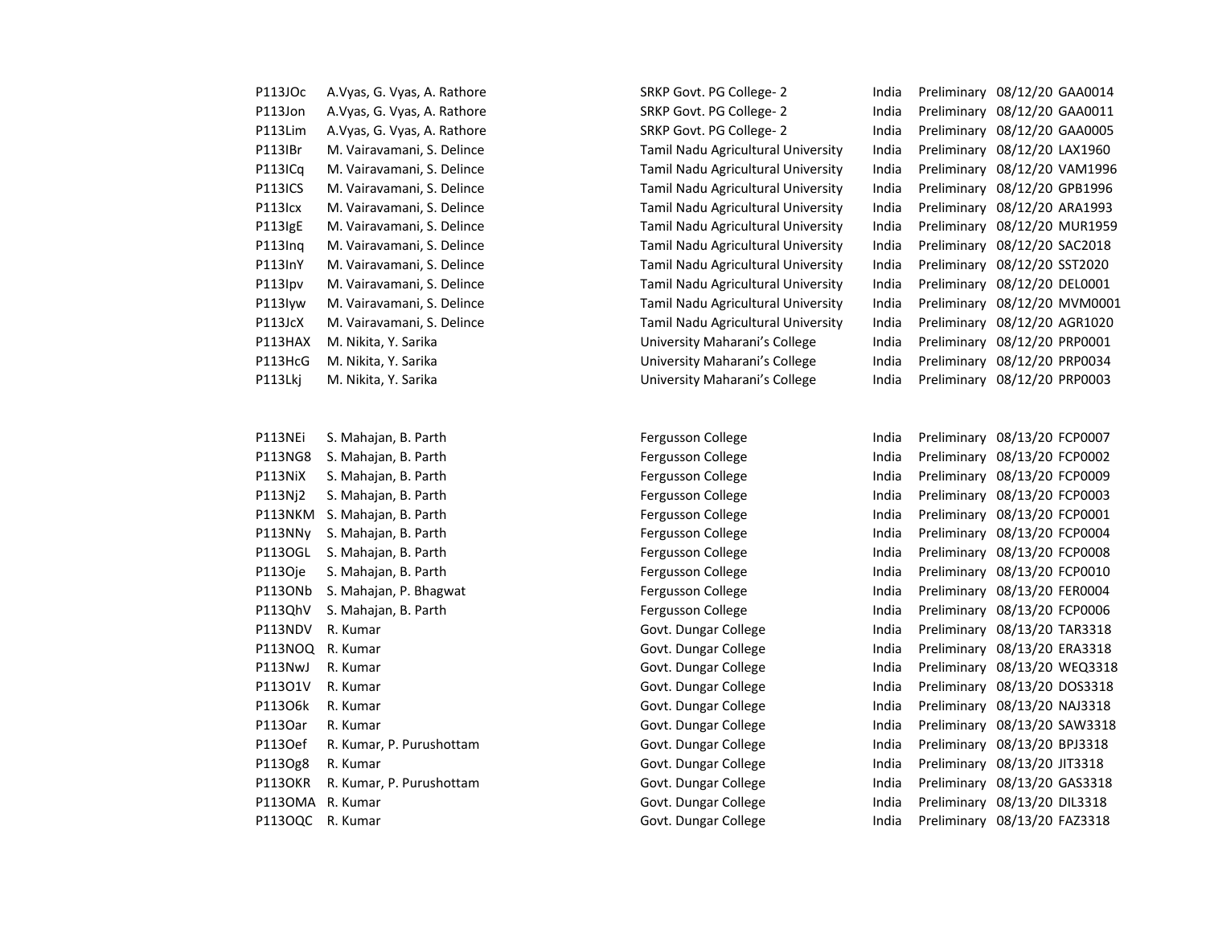| | | | | | | |
|---|---|---|---|---|---|---|
| P113JOc | A.Vyas, G. Vyas, A. Rathore | SRKP Govt. PG College- 2 | India | Preliminary | 08/12/20 | GAA0014 |
| P113Jon | A.Vyas, G. Vyas, A. Rathore | SRKP Govt. PG College- 2 | India | Preliminary | 08/12/20 | GAA0011 |
| P113Lim | A.Vyas, G. Vyas, A. Rathore | SRKP Govt. PG College- 2 | India | Preliminary | 08/12/20 | GAA0005 |
| P113IBr | M. Vairavamani, S. Delince | Tamil Nadu Agricultural University | India | Preliminary | 08/12/20 | LAX1960 |
| P113ICq | M. Vairavamani, S. Delince | Tamil Nadu Agricultural University | India | Preliminary | 08/12/20 | VAM1996 |
| P113ICS | M. Vairavamani, S. Delince | Tamil Nadu Agricultural University | India | Preliminary | 08/12/20 | GPB1996 |
| P113Icx | M. Vairavamani, S. Delince | Tamil Nadu Agricultural University | India | Preliminary | 08/12/20 | ARA1993 |
| P113IgE | M. Vairavamani, S. Delince | Tamil Nadu Agricultural University | India | Preliminary | 08/12/20 | MUR1959 |
| P113Inq | M. Vairavamani, S. Delince | Tamil Nadu Agricultural University | India | Preliminary | 08/12/20 | SAC2018 |
| P113InY | M. Vairavamani, S. Delince | Tamil Nadu Agricultural University | India | Preliminary | 08/12/20 | SST2020 |
| P113Ipv | M. Vairavamani, S. Delince | Tamil Nadu Agricultural University | India | Preliminary | 08/12/20 | DEL0001 |
| P113Iyw | M. Vairavamani, S. Delince | Tamil Nadu Agricultural University | India | Preliminary | 08/12/20 | MVM0001 |
| P113JcX | M. Vairavamani, S. Delince | Tamil Nadu Agricultural University | India | Preliminary | 08/12/20 | AGR1020 |
| P113HAX | M. Nikita, Y. Sarika | University Maharani's College | India | Preliminary | 08/12/20 | PRP0001 |
| P113HcG | M. Nikita, Y. Sarika | University Maharani's College | India | Preliminary | 08/12/20 | PRP0034 |
| P113Lkj | M. Nikita, Y. Sarika | University Maharani's College | India | Preliminary | 08/12/20 | PRP0003 |

| | | | | | | |
|---|---|---|---|---|---|---|
| P113NEi | S. Mahajan, B. Parth | Fergusson College | India | Preliminary | 08/13/20 | FCP0007 |
| P113NG8 | S. Mahajan, B. Parth | Fergusson College | India | Preliminary | 08/13/20 | FCP0002 |
| P113NiX | S. Mahajan, B. Parth | Fergusson College | India | Preliminary | 08/13/20 | FCP0009 |
| P113Nj2 | S. Mahajan, B. Parth | Fergusson College | India | Preliminary | 08/13/20 | FCP0003 |
| P113NKM | S. Mahajan, B. Parth | Fergusson College | India | Preliminary | 08/13/20 | FCP0001 |
| P113NNy | S. Mahajan, B. Parth | Fergusson College | India | Preliminary | 08/13/20 | FCP0004 |
| P113OGL | S. Mahajan, B. Parth | Fergusson College | India | Preliminary | 08/13/20 | FCP0008 |
| P113Oje | S. Mahajan, B. Parth | Fergusson College | India | Preliminary | 08/13/20 | FCP0010 |
| P113ONb | S. Mahajan, P. Bhagwat | Fergusson College | India | Preliminary | 08/13/20 | FER0004 |
| P113QhV | S. Mahajan, B. Parth | Fergusson College | India | Preliminary | 08/13/20 | FCP0006 |
| P113NDV | R. Kumar | Govt. Dungar College | India | Preliminary | 08/13/20 | TAR3318 |
| P113NOQ | R. Kumar | Govt. Dungar College | India | Preliminary | 08/13/20 | ERA3318 |
| P113NwJ | R. Kumar | Govt. Dungar College | India | Preliminary | 08/13/20 | WEQ3318 |
| P113O1V | R. Kumar | Govt. Dungar College | India | Preliminary | 08/13/20 | DOS3318 |
| P113O6k | R. Kumar | Govt. Dungar College | India | Preliminary | 08/13/20 | NAJ3318 |
| P113Oar | R. Kumar | Govt. Dungar College | India | Preliminary | 08/13/20 | SAW3318 |
| P113Oef | R. Kumar, P. Purushottam | Govt. Dungar College | India | Preliminary | 08/13/20 | BPJ3318 |
| P113Og8 | R. Kumar | Govt. Dungar College | India | Preliminary | 08/13/20 | JIT3318 |
| P113OKR | R. Kumar, P. Purushottam | Govt. Dungar College | India | Preliminary | 08/13/20 | GAS3318 |
| P113OMA | R. Kumar | Govt. Dungar College | India | Preliminary | 08/13/20 | DIL3318 |
| P113OQC | R. Kumar | Govt. Dungar College | India | Preliminary | 08/13/20 | FAZ3318 |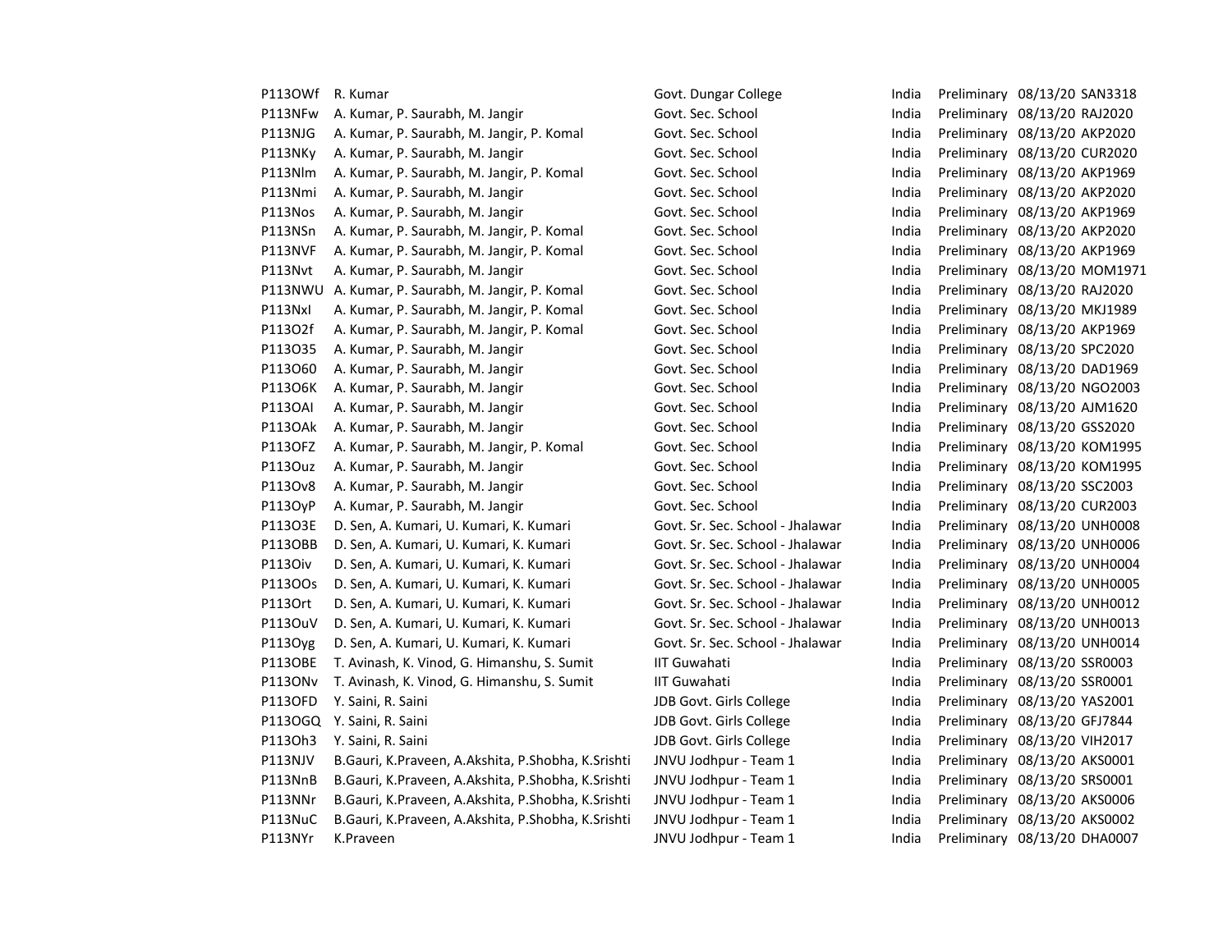| | | | | | | |
|---|---|---|---|---|---|---|
| P113OWf | R. Kumar | Govt. Dungar College | India | Preliminary | 08/13/20 | SAN3318 |
| P113NFw | A. Kumar, P. Saurabh, M. Jangir | Govt. Sec. School | India | Preliminary | 08/13/20 | RAJ2020 |
| P113NJG | A. Kumar, P. Saurabh, M. Jangir, P. Komal | Govt. Sec. School | India | Preliminary | 08/13/20 | AKP2020 |
| P113NKy | A. Kumar, P. Saurabh, M. Jangir | Govt. Sec. School | India | Preliminary | 08/13/20 | CUR2020 |
| P113Nlm | A. Kumar, P. Saurabh, M. Jangir, P. Komal | Govt. Sec. School | India | Preliminary | 08/13/20 | AKP1969 |
| P113Nmi | A. Kumar, P. Saurabh, M. Jangir | Govt. Sec. School | India | Preliminary | 08/13/20 | AKP2020 |
| P113Nos | A. Kumar, P. Saurabh, M. Jangir | Govt. Sec. School | India | Preliminary | 08/13/20 | AKP1969 |
| P113NSn | A. Kumar, P. Saurabh, M. Jangir, P. Komal | Govt. Sec. School | India | Preliminary | 08/13/20 | AKP2020 |
| P113NVF | A. Kumar, P. Saurabh, M. Jangir, P. Komal | Govt. Sec. School | India | Preliminary | 08/13/20 | AKP1969 |
| P113Nvt | A. Kumar, P. Saurabh, M. Jangir | Govt. Sec. School | India | Preliminary | 08/13/20 | MOM1971 |
| P113NWU | A. Kumar, P. Saurabh, M. Jangir, P. Komal | Govt. Sec. School | India | Preliminary | 08/13/20 | RAJ2020 |
| P113NxI | A. Kumar, P. Saurabh, M. Jangir, P. Komal | Govt. Sec. School | India | Preliminary | 08/13/20 | MKJ1989 |
| P113O2f | A. Kumar, P. Saurabh, M. Jangir, P. Komal | Govt. Sec. School | India | Preliminary | 08/13/20 | AKP1969 |
| P113O35 | A. Kumar, P. Saurabh, M. Jangir | Govt. Sec. School | India | Preliminary | 08/13/20 | SPC2020 |
| P113O60 | A. Kumar, P. Saurabh, M. Jangir | Govt. Sec. School | India | Preliminary | 08/13/20 | DAD1969 |
| P113O6K | A. Kumar, P. Saurabh, M. Jangir | Govt. Sec. School | India | Preliminary | 08/13/20 | NGO2003 |
| P113OAI | A. Kumar, P. Saurabh, M. Jangir | Govt. Sec. School | India | Preliminary | 08/13/20 | AJM1620 |
| P113OAk | A. Kumar, P. Saurabh, M. Jangir | Govt. Sec. School | India | Preliminary | 08/13/20 | GSS2020 |
| P113OFZ | A. Kumar, P. Saurabh, M. Jangir, P. Komal | Govt. Sec. School | India | Preliminary | 08/13/20 | KOM1995 |
| P113Ouz | A. Kumar, P. Saurabh, M. Jangir | Govt. Sec. School | India | Preliminary | 08/13/20 | KOM1995 |
| P113Ov8 | A. Kumar, P. Saurabh, M. Jangir | Govt. Sec. School | India | Preliminary | 08/13/20 | SSC2003 |
| P113OyP | A. Kumar, P. Saurabh, M. Jangir | Govt. Sec. School | India | Preliminary | 08/13/20 | CUR2003 |
| P113O3E | D. Sen, A. Kumari, U. Kumari, K. Kumari | Govt. Sr. Sec. School - Jhalawar | India | Preliminary | 08/13/20 | UNH0008 |
| P113OBB | D. Sen, A. Kumari, U. Kumari, K. Kumari | Govt. Sr. Sec. School - Jhalawar | India | Preliminary | 08/13/20 | UNH0006 |
| P113Oiv | D. Sen, A. Kumari, U. Kumari, K. Kumari | Govt. Sr. Sec. School - Jhalawar | India | Preliminary | 08/13/20 | UNH0004 |
| P113OOs | D. Sen, A. Kumari, U. Kumari, K. Kumari | Govt. Sr. Sec. School - Jhalawar | India | Preliminary | 08/13/20 | UNH0005 |
| P113Ort | D. Sen, A. Kumari, U. Kumari, K. Kumari | Govt. Sr. Sec. School - Jhalawar | India | Preliminary | 08/13/20 | UNH0012 |
| P113OuV | D. Sen, A. Kumari, U. Kumari, K. Kumari | Govt. Sr. Sec. School - Jhalawar | India | Preliminary | 08/13/20 | UNH0013 |
| P113Oyg | D. Sen, A. Kumari, U. Kumari, K. Kumari | Govt. Sr. Sec. School - Jhalawar | India | Preliminary | 08/13/20 | UNH0014 |
| P113OBE | T. Avinash, K. Vinod, G. Himanshu, S. Sumit | IIT Guwahati | India | Preliminary | 08/13/20 | SSR0003 |
| P113ONv | T. Avinash, K. Vinod, G. Himanshu, S. Sumit | IIT Guwahati | India | Preliminary | 08/13/20 | SSR0001 |
| P113OFD | Y. Saini, R. Saini | JDB Govt. Girls College | India | Preliminary | 08/13/20 | YAS2001 |
| P113OGQ | Y. Saini, R. Saini | JDB Govt. Girls College | India | Preliminary | 08/13/20 | GFJ7844 |
| P113Oh3 | Y. Saini, R. Saini | JDB Govt. Girls College | India | Preliminary | 08/13/20 | VIH2017 |
| P113NJV | B.Gauri, K.Praveen, A.Akshita, P.Shobha, K.Srishti | JNVU Jodhpur - Team 1 | India | Preliminary | 08/13/20 | AKS0001 |
| P113NnB | B.Gauri, K.Praveen, A.Akshita, P.Shobha, K.Srishti | JNVU Jodhpur - Team 1 | India | Preliminary | 08/13/20 | SRS0001 |
| P113NNr | B.Gauri, K.Praveen, A.Akshita, P.Shobha, K.Srishti | JNVU Jodhpur - Team 1 | India | Preliminary | 08/13/20 | AKS0006 |
| P113NuC | B.Gauri, K.Praveen, A.Akshita, P.Shobha, K.Srishti | JNVU Jodhpur - Team 1 | India | Preliminary | 08/13/20 | AKS0002 |
| P113NYr | K.Praveen | JNVU Jodhpur - Team 1 | India | Preliminary | 08/13/20 | DHA0007 |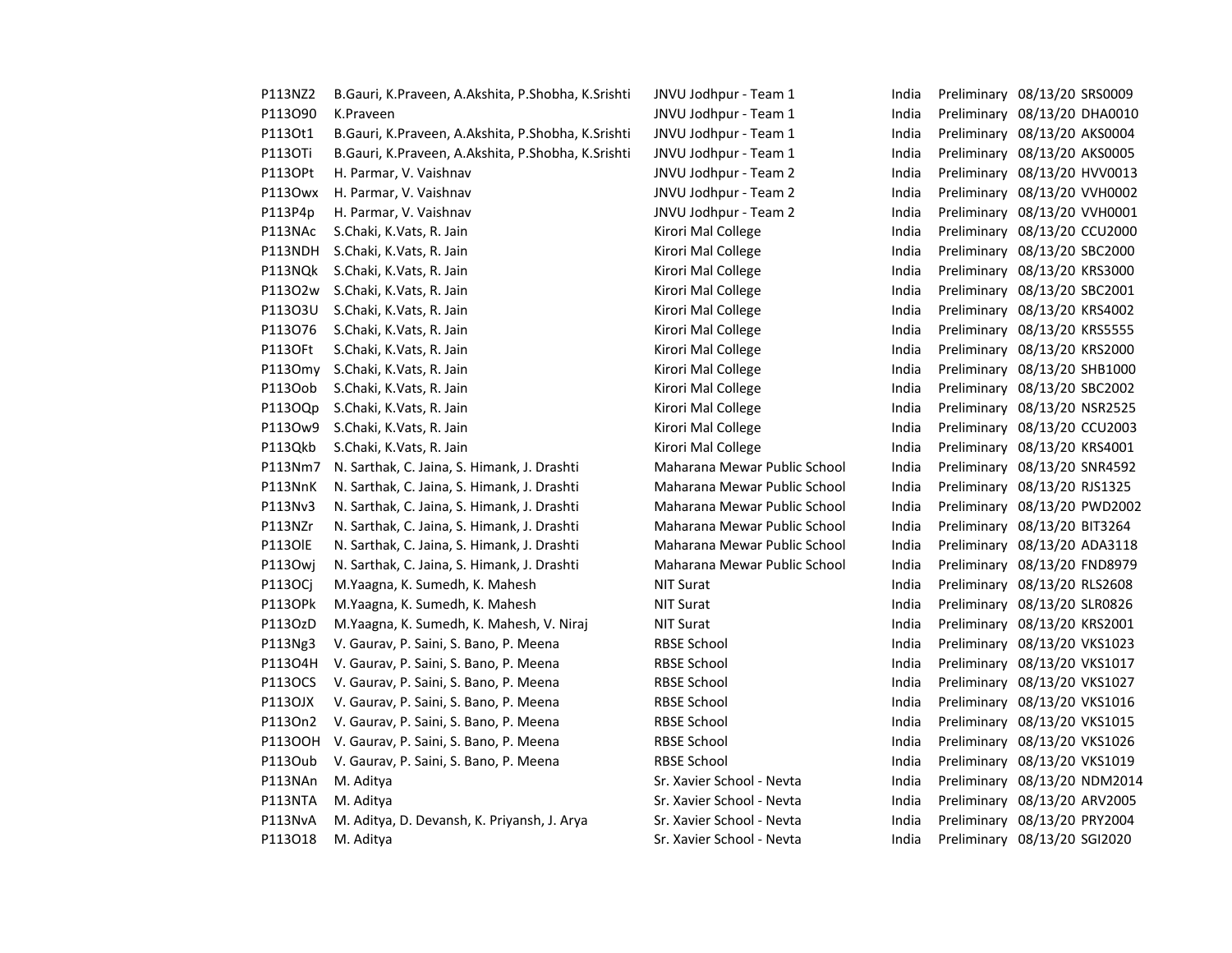| | | | | | | |
|---|---|---|---|---|---|---|
| P113NZ2 | B.Gauri, K.Praveen, A.Akshita, P.Shobha, K.Srishti | JNVU Jodhpur - Team 1 | India | Preliminary | 08/13/20 | SRS0009 |
| P113O90 | K.Praveen | JNVU Jodhpur - Team 1 | India | Preliminary | 08/13/20 | DHA0010 |
| P113Ot1 | B.Gauri, K.Praveen, A.Akshita, P.Shobha, K.Srishti | JNVU Jodhpur - Team 1 | India | Preliminary | 08/13/20 | AKS0004 |
| P113OTi | B.Gauri, K.Praveen, A.Akshita, P.Shobha, K.Srishti | JNVU Jodhpur - Team 1 | India | Preliminary | 08/13/20 | AKS0005 |
| P113OPt | H. Parmar, V. Vaishnav | JNVU Jodhpur - Team 2 | India | Preliminary | 08/13/20 | HVV0013 |
| P113Owx | H. Parmar, V. Vaishnav | JNVU Jodhpur - Team 2 | India | Preliminary | 08/13/20 | VVH0002 |
| P113P4p | H. Parmar, V. Vaishnav | JNVU Jodhpur - Team 2 | India | Preliminary | 08/13/20 | VVH0001 |
| P113NAc | S.Chaki, K.Vats, R. Jain | Kirori Mal College | India | Preliminary | 08/13/20 | CCU2000 |
| P113NDH | S.Chaki, K.Vats, R. Jain | Kirori Mal College | India | Preliminary | 08/13/20 | SBC2000 |
| P113NQk | S.Chaki, K.Vats, R. Jain | Kirori Mal College | India | Preliminary | 08/13/20 | KRS3000 |
| P113O2w | S.Chaki, K.Vats, R. Jain | Kirori Mal College | India | Preliminary | 08/13/20 | SBC2001 |
| P113O3U | S.Chaki, K.Vats, R. Jain | Kirori Mal College | India | Preliminary | 08/13/20 | KRS4002 |
| P113O76 | S.Chaki, K.Vats, R. Jain | Kirori Mal College | India | Preliminary | 08/13/20 | KRS5555 |
| P113OFt | S.Chaki, K.Vats, R. Jain | Kirori Mal College | India | Preliminary | 08/13/20 | KRS2000 |
| P113Omy | S.Chaki, K.Vats, R. Jain | Kirori Mal College | India | Preliminary | 08/13/20 | SHB1000 |
| P113Oob | S.Chaki, K.Vats, R. Jain | Kirori Mal College | India | Preliminary | 08/13/20 | SBC2002 |
| P113OQp | S.Chaki, K.Vats, R. Jain | Kirori Mal College | India | Preliminary | 08/13/20 | NSR2525 |
| P113Ow9 | S.Chaki, K.Vats, R. Jain | Kirori Mal College | India | Preliminary | 08/13/20 | CCU2003 |
| P113Qkb | S.Chaki, K.Vats, R. Jain | Kirori Mal College | India | Preliminary | 08/13/20 | KRS4001 |
| P113Nm7 | N. Sarthak, C. Jaina, S. Himank, J. Drashti | Maharana Mewar Public School | India | Preliminary | 08/13/20 | SNR4592 |
| P113NnK | N. Sarthak, C. Jaina, S. Himank, J. Drashti | Maharana Mewar Public School | India | Preliminary | 08/13/20 | RJS1325 |
| P113Nv3 | N. Sarthak, C. Jaina, S. Himank, J. Drashti | Maharana Mewar Public School | India | Preliminary | 08/13/20 | PWD2002 |
| P113NZr | N. Sarthak, C. Jaina, S. Himank, J. Drashti | Maharana Mewar Public School | India | Preliminary | 08/13/20 | BIT3264 |
| P113OlE | N. Sarthak, C. Jaina, S. Himank, J. Drashti | Maharana Mewar Public School | India | Preliminary | 08/13/20 | ADA3118 |
| P113Owj | N. Sarthak, C. Jaina, S. Himank, J. Drashti | Maharana Mewar Public School | India | Preliminary | 08/13/20 | FND8979 |
| P113OCj | M.Yaagna, K. Sumedh, K. Mahesh | NIT Surat | India | Preliminary | 08/13/20 | RLS2608 |
| P113OPk | M.Yaagna, K. Sumedh, K. Mahesh | NIT Surat | India | Preliminary | 08/13/20 | SLR0826 |
| P113OzD | M.Yaagna, K. Sumedh, K. Mahesh, V. Niraj | NIT Surat | India | Preliminary | 08/13/20 | KRS2001 |
| P113Ng3 | V. Gaurav, P. Saini, S. Bano, P. Meena | RBSE School | India | Preliminary | 08/13/20 | VKS1023 |
| P113O4H | V. Gaurav, P. Saini, S. Bano, P. Meena | RBSE School | India | Preliminary | 08/13/20 | VKS1017 |
| P113OCS | V. Gaurav, P. Saini, S. Bano, P. Meena | RBSE School | India | Preliminary | 08/13/20 | VKS1027 |
| P113OJX | V. Gaurav, P. Saini, S. Bano, P. Meena | RBSE School | India | Preliminary | 08/13/20 | VKS1016 |
| P113On2 | V. Gaurav, P. Saini, S. Bano, P. Meena | RBSE School | India | Preliminary | 08/13/20 | VKS1015 |
| P113OOH | V. Gaurav, P. Saini, S. Bano, P. Meena | RBSE School | India | Preliminary | 08/13/20 | VKS1026 |
| P113Oub | V. Gaurav, P. Saini, S. Bano, P. Meena | RBSE School | India | Preliminary | 08/13/20 | VKS1019 |
| P113NAn | M. Aditya | Sr. Xavier School - Nevta | India | Preliminary | 08/13/20 | NDM2014 |
| P113NTA | M. Aditya | Sr. Xavier School - Nevta | India | Preliminary | 08/13/20 | ARV2005 |
| P113NvA | M. Aditya, D. Devansh, K. Priyansh, J. Arya | Sr. Xavier School - Nevta | India | Preliminary | 08/13/20 | PRY2004 |
| P113O18 | M. Aditya | Sr. Xavier School - Nevta | India | Preliminary | 08/13/20 | SGI2020 |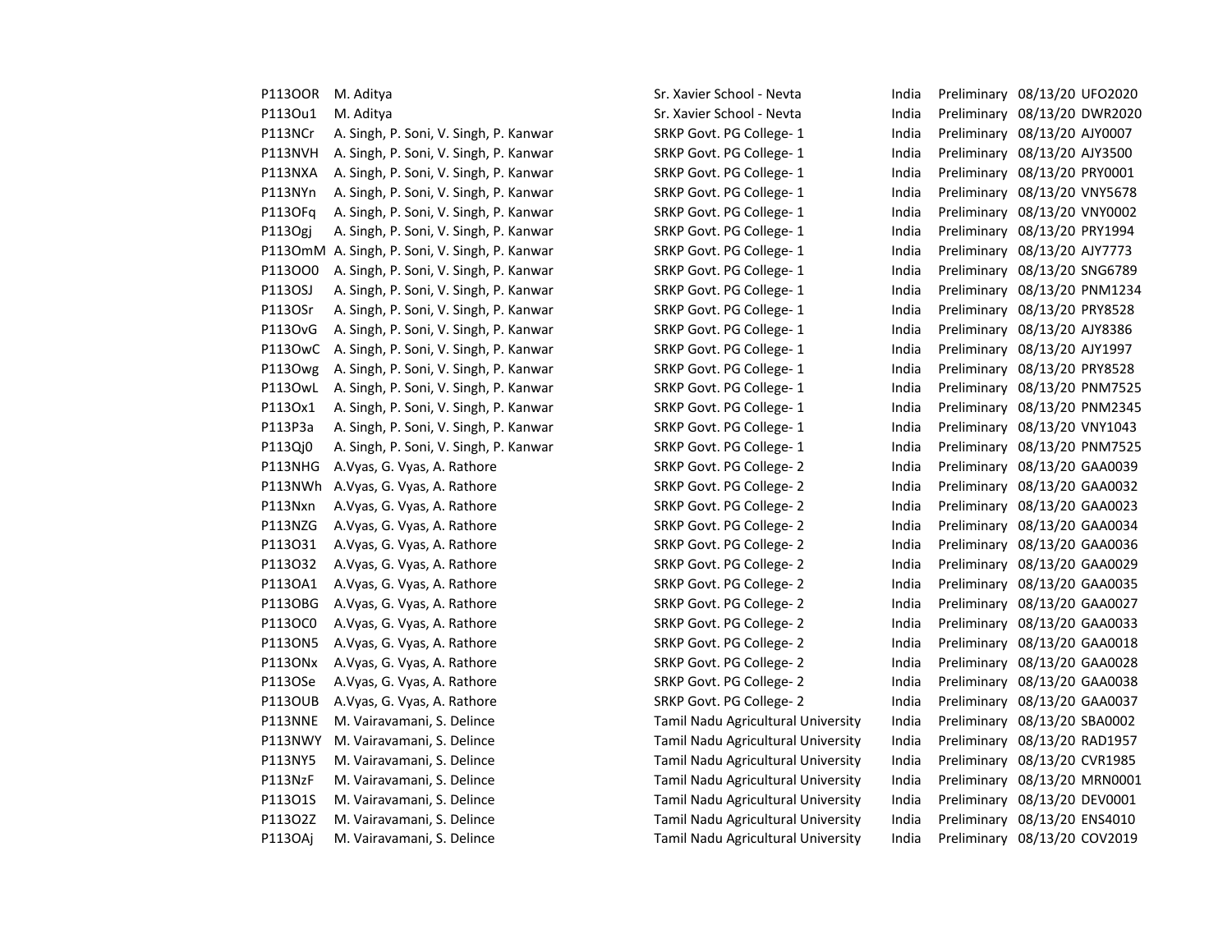| | | | | | | |
|---|---|---|---|---|---|---|
| P113OOR | M. Aditya | Sr. Xavier School - Nevta | India | Preliminary | 08/13/20 | UFO2020 |
| P113Ou1 | M. Aditya | Sr. Xavier School - Nevta | India | Preliminary | 08/13/20 | DWR2020 |
| P113NCr | A. Singh, P. Soni, V. Singh, P. Kanwar | SRKP Govt. PG College- 1 | India | Preliminary | 08/13/20 | AJY0007 |
| P113NVH | A. Singh, P. Soni, V. Singh, P. Kanwar | SRKP Govt. PG College- 1 | India | Preliminary | 08/13/20 | AJY3500 |
| P113NXA | A. Singh, P. Soni, V. Singh, P. Kanwar | SRKP Govt. PG College- 1 | India | Preliminary | 08/13/20 | PRY0001 |
| P113NYn | A. Singh, P. Soni, V. Singh, P. Kanwar | SRKP Govt. PG College- 1 | India | Preliminary | 08/13/20 | VNY5678 |
| P113OFq | A. Singh, P. Soni, V. Singh, P. Kanwar | SRKP Govt. PG College- 1 | India | Preliminary | 08/13/20 | VNY0002 |
| P113Ogj | A. Singh, P. Soni, V. Singh, P. Kanwar | SRKP Govt. PG College- 1 | India | Preliminary | 08/13/20 | PRY1994 |
| P113OmM | A. Singh, P. Soni, V. Singh, P. Kanwar | SRKP Govt. PG College- 1 | India | Preliminary | 08/13/20 | AJY7773 |
| P113OO0 | A. Singh, P. Soni, V. Singh, P. Kanwar | SRKP Govt. PG College- 1 | India | Preliminary | 08/13/20 | SNG6789 |
| P113OSJ | A. Singh, P. Soni, V. Singh, P. Kanwar | SRKP Govt. PG College- 1 | India | Preliminary | 08/13/20 | PNM1234 |
| P113OSr | A. Singh, P. Soni, V. Singh, P. Kanwar | SRKP Govt. PG College- 1 | India | Preliminary | 08/13/20 | PRY8528 |
| P113OvG | A. Singh, P. Soni, V. Singh, P. Kanwar | SRKP Govt. PG College- 1 | India | Preliminary | 08/13/20 | AJY8386 |
| P113OwC | A. Singh, P. Soni, V. Singh, P. Kanwar | SRKP Govt. PG College- 1 | India | Preliminary | 08/13/20 | AJY1997 |
| P113Owg | A. Singh, P. Soni, V. Singh, P. Kanwar | SRKP Govt. PG College- 1 | India | Preliminary | 08/13/20 | PRY8528 |
| P113OwL | A. Singh, P. Soni, V. Singh, P. Kanwar | SRKP Govt. PG College- 1 | India | Preliminary | 08/13/20 | PNM7525 |
| P113Ox1 | A. Singh, P. Soni, V. Singh, P. Kanwar | SRKP Govt. PG College- 1 | India | Preliminary | 08/13/20 | PNM2345 |
| P113P3a | A. Singh, P. Soni, V. Singh, P. Kanwar | SRKP Govt. PG College- 1 | India | Preliminary | 08/13/20 | VNY1043 |
| P113Qj0 | A. Singh, P. Soni, V. Singh, P. Kanwar | SRKP Govt. PG College- 1 | India | Preliminary | 08/13/20 | PNM7525 |
| P113NHG | A.Vyas, G. Vyas, A. Rathore | SRKP Govt. PG College- 2 | India | Preliminary | 08/13/20 | GAA0039 |
| P113NWh | A.Vyas, G. Vyas, A. Rathore | SRKP Govt. PG College- 2 | India | Preliminary | 08/13/20 | GAA0032 |
| P113Nxn | A.Vyas, G. Vyas, A. Rathore | SRKP Govt. PG College- 2 | India | Preliminary | 08/13/20 | GAA0023 |
| P113NZG | A.Vyas, G. Vyas, A. Rathore | SRKP Govt. PG College- 2 | India | Preliminary | 08/13/20 | GAA0034 |
| P113O31 | A.Vyas, G. Vyas, A. Rathore | SRKP Govt. PG College- 2 | India | Preliminary | 08/13/20 | GAA0036 |
| P113O32 | A.Vyas, G. Vyas, A. Rathore | SRKP Govt. PG College- 2 | India | Preliminary | 08/13/20 | GAA0029 |
| P113OA1 | A.Vyas, G. Vyas, A. Rathore | SRKP Govt. PG College- 2 | India | Preliminary | 08/13/20 | GAA0035 |
| P113OBG | A.Vyas, G. Vyas, A. Rathore | SRKP Govt. PG College- 2 | India | Preliminary | 08/13/20 | GAA0027 |
| P113OC0 | A.Vyas, G. Vyas, A. Rathore | SRKP Govt. PG College- 2 | India | Preliminary | 08/13/20 | GAA0033 |
| P113ON5 | A.Vyas, G. Vyas, A. Rathore | SRKP Govt. PG College- 2 | India | Preliminary | 08/13/20 | GAA0018 |
| P113ONx | A.Vyas, G. Vyas, A. Rathore | SRKP Govt. PG College- 2 | India | Preliminary | 08/13/20 | GAA0028 |
| P113OSe | A.Vyas, G. Vyas, A. Rathore | SRKP Govt. PG College- 2 | India | Preliminary | 08/13/20 | GAA0038 |
| P113OUB | A.Vyas, G. Vyas, A. Rathore | SRKP Govt. PG College- 2 | India | Preliminary | 08/13/20 | GAA0037 |
| P113NNE | M. Vairavamani, S. Delince | Tamil Nadu Agricultural University | India | Preliminary | 08/13/20 | SBA0002 |
| P113NWY | M. Vairavamani, S. Delince | Tamil Nadu Agricultural University | India | Preliminary | 08/13/20 | RAD1957 |
| P113NY5 | M. Vairavamani, S. Delince | Tamil Nadu Agricultural University | India | Preliminary | 08/13/20 | CVR1985 |
| P113NzF | M. Vairavamani, S. Delince | Tamil Nadu Agricultural University | India | Preliminary | 08/13/20 | MRN0001 |
| P113O1S | M. Vairavamani, S. Delince | Tamil Nadu Agricultural University | India | Preliminary | 08/13/20 | DEV0001 |
| P113O2Z | M. Vairavamani, S. Delince | Tamil Nadu Agricultural University | India | Preliminary | 08/13/20 | ENS4010 |
| P113OAj | M. Vairavamani, S. Delince | Tamil Nadu Agricultural University | India | Preliminary | 08/13/20 | COV2019 |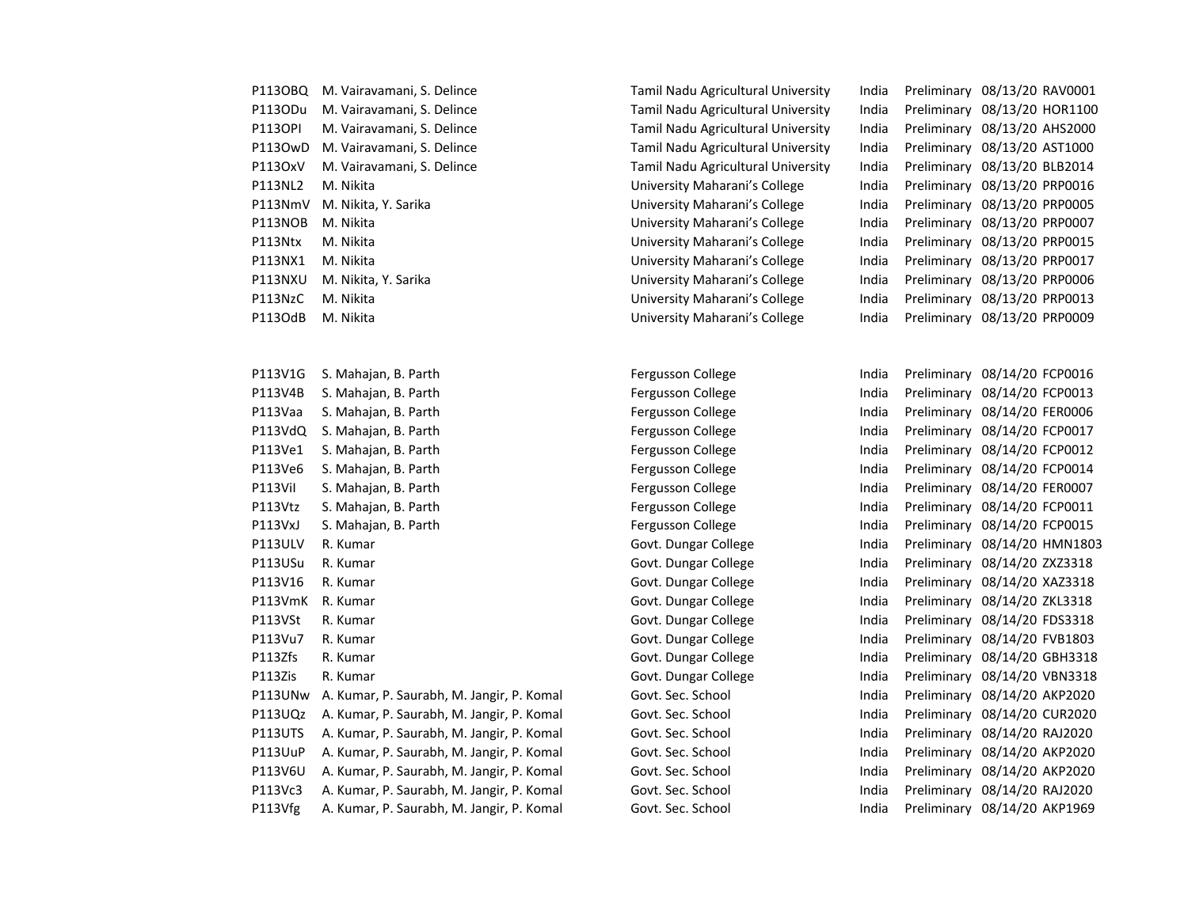| | | | | | | |
|---|---|---|---|---|---|---|
| P113OBQ | M. Vairavamani, S. Delince | Tamil Nadu Agricultural University | India | Preliminary | 08/13/20 | RAV0001 |
| P113ODu | M. Vairavamani, S. Delince | Tamil Nadu Agricultural University | India | Preliminary | 08/13/20 | HOR1100 |
| P113OPI | M. Vairavamani, S. Delince | Tamil Nadu Agricultural University | India | Preliminary | 08/13/20 | AHS2000 |
| P113OwD | M. Vairavamani, S. Delince | Tamil Nadu Agricultural University | India | Preliminary | 08/13/20 | AST1000 |
| P113OxV | M. Vairavamani, S. Delince | Tamil Nadu Agricultural University | India | Preliminary | 08/13/20 | BLB2014 |
| P113NL2 | M. Nikita | University Maharani's College | India | Preliminary | 08/13/20 | PRP0016 |
| P113NmV | M. Nikita, Y. Sarika | University Maharani's College | India | Preliminary | 08/13/20 | PRP0005 |
| P113NOB | M. Nikita | University Maharani's College | India | Preliminary | 08/13/20 | PRP0007 |
| P113Ntx | M. Nikita | University Maharani's College | India | Preliminary | 08/13/20 | PRP0015 |
| P113NX1 | M. Nikita | University Maharani's College | India | Preliminary | 08/13/20 | PRP0017 |
| P113NXU | M. Nikita, Y. Sarika | University Maharani's College | India | Preliminary | 08/13/20 | PRP0006 |
| P113NzC | M. Nikita | University Maharani's College | India | Preliminary | 08/13/20 | PRP0013 |
| P113OdB | M. Nikita | University Maharani's College | India | Preliminary | 08/13/20 | PRP0009 |

| | | | | | | |
|---|---|---|---|---|---|---|
| P113V1G | S. Mahajan, B. Parth | Fergusson College | India | Preliminary | 08/14/20 | FCP0016 |
| P113V4B | S. Mahajan, B. Parth | Fergusson College | India | Preliminary | 08/14/20 | FCP0013 |
| P113Vaa | S. Mahajan, B. Parth | Fergusson College | India | Preliminary | 08/14/20 | FER0006 |
| P113VdQ | S. Mahajan, B. Parth | Fergusson College | India | Preliminary | 08/14/20 | FCP0017 |
| P113Ve1 | S. Mahajan, B. Parth | Fergusson College | India | Preliminary | 08/14/20 | FCP0012 |
| P113Ve6 | S. Mahajan, B. Parth | Fergusson College | India | Preliminary | 08/14/20 | FCP0014 |
| P113ViI | S. Mahajan, B. Parth | Fergusson College | India | Preliminary | 08/14/20 | FER0007 |
| P113Vtz | S. Mahajan, B. Parth | Fergusson College | India | Preliminary | 08/14/20 | FCP0011 |
| P113VxJ | S. Mahajan, B. Parth | Fergusson College | India | Preliminary | 08/14/20 | FCP0015 |
| P113ULV | R. Kumar | Govt. Dungar College | India | Preliminary | 08/14/20 | HMN1803 |
| P113USu | R. Kumar | Govt. Dungar College | India | Preliminary | 08/14/20 | ZXZ3318 |
| P113V16 | R. Kumar | Govt. Dungar College | India | Preliminary | 08/14/20 | XAZ3318 |
| P113VmK | R. Kumar | Govt. Dungar College | India | Preliminary | 08/14/20 | ZKL3318 |
| P113VSt | R. Kumar | Govt. Dungar College | India | Preliminary | 08/14/20 | FDS3318 |
| P113Vu7 | R. Kumar | Govt. Dungar College | India | Preliminary | 08/14/20 | FVB1803 |
| P113Zfs | R. Kumar | Govt. Dungar College | India | Preliminary | 08/14/20 | GBH3318 |
| P113Zis | R. Kumar | Govt. Dungar College | India | Preliminary | 08/14/20 | VBN3318 |
| P113UNw | A. Kumar, P. Saurabh, M. Jangir, P. Komal | Govt. Sec. School | India | Preliminary | 08/14/20 | AKP2020 |
| P113UQz | A. Kumar, P. Saurabh, M. Jangir, P. Komal | Govt. Sec. School | India | Preliminary | 08/14/20 | CUR2020 |
| P113UTS | A. Kumar, P. Saurabh, M. Jangir, P. Komal | Govt. Sec. School | India | Preliminary | 08/14/20 | RAJ2020 |
| P113UuP | A. Kumar, P. Saurabh, M. Jangir, P. Komal | Govt. Sec. School | India | Preliminary | 08/14/20 | AKP2020 |
| P113V6U | A. Kumar, P. Saurabh, M. Jangir, P. Komal | Govt. Sec. School | India | Preliminary | 08/14/20 | AKP2020 |
| P113Vc3 | A. Kumar, P. Saurabh, M. Jangir, P. Komal | Govt. Sec. School | India | Preliminary | 08/14/20 | RAJ2020 |
| P113Vfg | A. Kumar, P. Saurabh, M. Jangir, P. Komal | Govt. Sec. School | India | Preliminary | 08/14/20 | AKP1969 |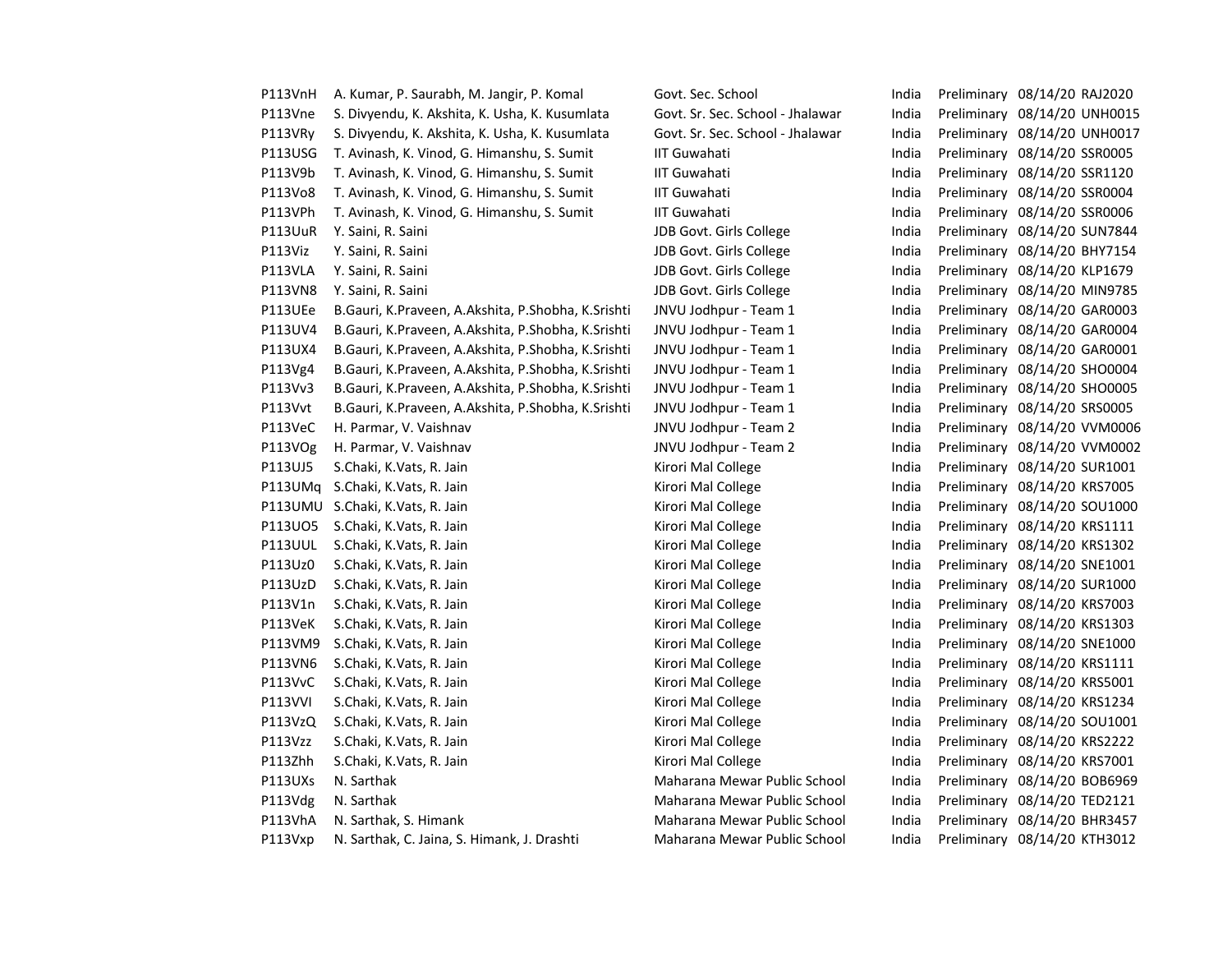| | | | | | | |
|---|---|---|---|---|---|---|
| P113VnH | A. Kumar, P. Saurabh, M. Jangir, P. Komal | Govt. Sec. School | India | Preliminary | 08/14/20 | RAJ2020 |
| P113Vne | S. Divyendu, K. Akshita, K. Usha, K. Kusumlata | Govt. Sr. Sec. School - Jhalawar | India | Preliminary | 08/14/20 | UNH0015 |
| P113VRy | S. Divyendu, K. Akshita, K. Usha, K. Kusumlata | Govt. Sr. Sec. School - Jhalawar | India | Preliminary | 08/14/20 | UNH0017 |
| P113USG | T. Avinash, K. Vinod, G. Himanshu, S. Sumit | IIT Guwahati | India | Preliminary | 08/14/20 | SSR0005 |
| P113V9b | T. Avinash, K. Vinod, G. Himanshu, S. Sumit | IIT Guwahati | India | Preliminary | 08/14/20 | SSR1120 |
| P113Vo8 | T. Avinash, K. Vinod, G. Himanshu, S. Sumit | IIT Guwahati | India | Preliminary | 08/14/20 | SSR0004 |
| P113VPh | T. Avinash, K. Vinod, G. Himanshu, S. Sumit | IIT Guwahati | India | Preliminary | 08/14/20 | SSR0006 |
| P113UuR | Y. Saini, R. Saini | JDB Govt. Girls College | India | Preliminary | 08/14/20 | SUN7844 |
| P113Viz | Y. Saini, R. Saini | JDB Govt. Girls College | India | Preliminary | 08/14/20 | BHY7154 |
| P113VLA | Y. Saini, R. Saini | JDB Govt. Girls College | India | Preliminary | 08/14/20 | KLP1679 |
| P113VN8 | Y. Saini, R. Saini | JDB Govt. Girls College | India | Preliminary | 08/14/20 | MIN9785 |
| P113UEe | B.Gauri, K.Praveen, A.Akshita, P.Shobha, K.Srishti | JNVU Jodhpur - Team 1 | India | Preliminary | 08/14/20 | GAR0003 |
| P113UV4 | B.Gauri, K.Praveen, A.Akshita, P.Shobha, K.Srishti | JNVU Jodhpur - Team 1 | India | Preliminary | 08/14/20 | GAR0004 |
| P113UX4 | B.Gauri, K.Praveen, A.Akshita, P.Shobha, K.Srishti | JNVU Jodhpur - Team 1 | India | Preliminary | 08/14/20 | GAR0001 |
| P113Vg4 | B.Gauri, K.Praveen, A.Akshita, P.Shobha, K.Srishti | JNVU Jodhpur - Team 1 | India | Preliminary | 08/14/20 | SHO0004 |
| P113Vv3 | B.Gauri, K.Praveen, A.Akshita, P.Shobha, K.Srishti | JNVU Jodhpur - Team 1 | India | Preliminary | 08/14/20 | SHO0005 |
| P113Vvt | B.Gauri, K.Praveen, A.Akshita, P.Shobha, K.Srishti | JNVU Jodhpur - Team 1 | India | Preliminary | 08/14/20 | SRS0005 |
| P113VeC | H. Parmar, V. Vaishnav | JNVU Jodhpur - Team 2 | India | Preliminary | 08/14/20 | VVM0006 |
| P113VOg | H. Parmar, V. Vaishnav | JNVU Jodhpur - Team 2 | India | Preliminary | 08/14/20 | VVM0002 |
| P113UJ5 | S.Chaki, K.Vats, R. Jain | Kirori Mal College | India | Preliminary | 08/14/20 | SUR1001 |
| P113UMq | S.Chaki, K.Vats, R. Jain | Kirori Mal College | India | Preliminary | 08/14/20 | KRS7005 |
| P113UMU | S.Chaki, K.Vats, R. Jain | Kirori Mal College | India | Preliminary | 08/14/20 | SOU1000 |
| P113UO5 | S.Chaki, K.Vats, R. Jain | Kirori Mal College | India | Preliminary | 08/14/20 | KRS1111 |
| P113UUL | S.Chaki, K.Vats, R. Jain | Kirori Mal College | India | Preliminary | 08/14/20 | KRS1302 |
| P113Uz0 | S.Chaki, K.Vats, R. Jain | Kirori Mal College | India | Preliminary | 08/14/20 | SNE1001 |
| P113UzD | S.Chaki, K.Vats, R. Jain | Kirori Mal College | India | Preliminary | 08/14/20 | SUR1000 |
| P113V1n | S.Chaki, K.Vats, R. Jain | Kirori Mal College | India | Preliminary | 08/14/20 | KRS7003 |
| P113VeK | S.Chaki, K.Vats, R. Jain | Kirori Mal College | India | Preliminary | 08/14/20 | KRS1303 |
| P113VM9 | S.Chaki, K.Vats, R. Jain | Kirori Mal College | India | Preliminary | 08/14/20 | SNE1000 |
| P113VN6 | S.Chaki, K.Vats, R. Jain | Kirori Mal College | India | Preliminary | 08/14/20 | KRS1111 |
| P113VvC | S.Chaki, K.Vats, R. Jain | Kirori Mal College | India | Preliminary | 08/14/20 | KRS5001 |
| P113VVI | S.Chaki, K.Vats, R. Jain | Kirori Mal College | India | Preliminary | 08/14/20 | KRS1234 |
| P113VzQ | S.Chaki, K.Vats, R. Jain | Kirori Mal College | India | Preliminary | 08/14/20 | SOU1001 |
| P113Vzz | S.Chaki, K.Vats, R. Jain | Kirori Mal College | India | Preliminary | 08/14/20 | KRS2222 |
| P113Zhh | S.Chaki, K.Vats, R. Jain | Kirori Mal College | India | Preliminary | 08/14/20 | KRS7001 |
| P113UXs | N. Sarthak | Maharana Mewar Public School | India | Preliminary | 08/14/20 | BOB6969 |
| P113Vdg | N. Sarthak | Maharana Mewar Public School | India | Preliminary | 08/14/20 | TED2121 |
| P113VhA | N. Sarthak, S. Himank | Maharana Mewar Public School | India | Preliminary | 08/14/20 | BHR3457 |
| P113Vxp | N. Sarthak, C. Jaina, S. Himank, J. Drashti | Maharana Mewar Public School | India | Preliminary | 08/14/20 | KTH3012 |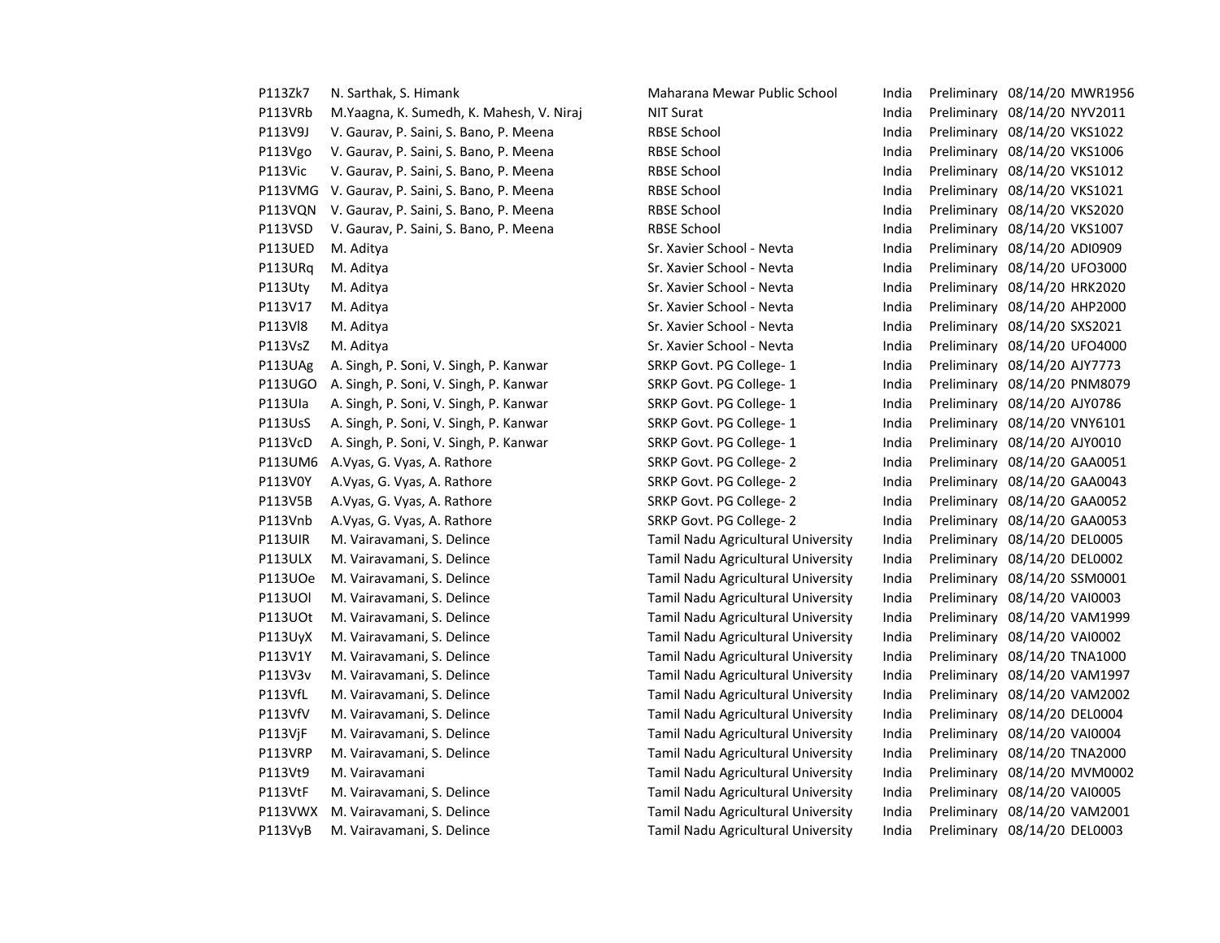| | | | | | | |
|---|---|---|---|---|---|---|
| P113Zk7 | N. Sarthak, S. Himank | Maharana Mewar Public School | India | Preliminary | 08/14/20 | MWR1956 |
| P113VRb | M.Yaagna, K. Sumedh, K. Mahesh, V. Niraj | NIT Surat | India | Preliminary | 08/14/20 | NYV2011 |
| P113V9J | V. Gaurav, P. Saini, S. Bano, P. Meena | RBSE School | India | Preliminary | 08/14/20 | VKS1022 |
| P113Vgo | V. Gaurav, P. Saini, S. Bano, P. Meena | RBSE School | India | Preliminary | 08/14/20 | VKS1006 |
| P113Vic | V. Gaurav, P. Saini, S. Bano, P. Meena | RBSE School | India | Preliminary | 08/14/20 | VKS1012 |
| P113VMG | V. Gaurav, P. Saini, S. Bano, P. Meena | RBSE School | India | Preliminary | 08/14/20 | VKS1021 |
| P113VQN | V. Gaurav, P. Saini, S. Bano, P. Meena | RBSE School | India | Preliminary | 08/14/20 | VKS2020 |
| P113VSD | V. Gaurav, P. Saini, S. Bano, P. Meena | RBSE School | India | Preliminary | 08/14/20 | VKS1007 |
| P113UED | M. Aditya | Sr. Xavier School - Nevta | India | Preliminary | 08/14/20 | ADI0909 |
| P113URq | M. Aditya | Sr. Xavier School - Nevta | India | Preliminary | 08/14/20 | UFO3000 |
| P113Uty | M. Aditya | Sr. Xavier School - Nevta | India | Preliminary | 08/14/20 | HRK2020 |
| P113V17 | M. Aditya | Sr. Xavier School - Nevta | India | Preliminary | 08/14/20 | AHP2000 |
| P113Vl8 | M. Aditya | Sr. Xavier School - Nevta | India | Preliminary | 08/14/20 | SXS2021 |
| P113VsZ | M. Aditya | Sr. Xavier School - Nevta | India | Preliminary | 08/14/20 | UFO4000 |
| P113UAg | A. Singh, P. Soni, V. Singh, P. Kanwar | SRKP Govt. PG College- 1 | India | Preliminary | 08/14/20 | AJY7773 |
| P113UGO | A. Singh, P. Soni, V. Singh, P. Kanwar | SRKP Govt. PG College- 1 | India | Preliminary | 08/14/20 | PNM8079 |
| P113UIa | A. Singh, P. Soni, V. Singh, P. Kanwar | SRKP Govt. PG College- 1 | India | Preliminary | 08/14/20 | AJY0786 |
| P113UsS | A. Singh, P. Soni, V. Singh, P. Kanwar | SRKP Govt. PG College- 1 | India | Preliminary | 08/14/20 | VNY6101 |
| P113VcD | A. Singh, P. Soni, V. Singh, P. Kanwar | SRKP Govt. PG College- 1 | India | Preliminary | 08/14/20 | AJY0010 |
| P113UM6 | A.Vyas, G. Vyas, A. Rathore | SRKP Govt. PG College- 2 | India | Preliminary | 08/14/20 | GAA0051 |
| P113V0Y | A.Vyas, G. Vyas, A. Rathore | SRKP Govt. PG College- 2 | India | Preliminary | 08/14/20 | GAA0043 |
| P113V5B | A.Vyas, G. Vyas, A. Rathore | SRKP Govt. PG College- 2 | India | Preliminary | 08/14/20 | GAA0052 |
| P113Vnb | A.Vyas, G. Vyas, A. Rathore | SRKP Govt. PG College- 2 | India | Preliminary | 08/14/20 | GAA0053 |
| P113UIR | M. Vairavamani, S. Delince | Tamil Nadu Agricultural University | India | Preliminary | 08/14/20 | DEL0005 |
| P113ULX | M. Vairavamani, S. Delince | Tamil Nadu Agricultural University | India | Preliminary | 08/14/20 | DEL0002 |
| P113UOe | M. Vairavamani, S. Delince | Tamil Nadu Agricultural University | India | Preliminary | 08/14/20 | SSM0001 |
| P113UOl | M. Vairavamani, S. Delince | Tamil Nadu Agricultural University | India | Preliminary | 08/14/20 | VAI0003 |
| P113UOt | M. Vairavamani, S. Delince | Tamil Nadu Agricultural University | India | Preliminary | 08/14/20 | VAM1999 |
| P113UyX | M. Vairavamani, S. Delince | Tamil Nadu Agricultural University | India | Preliminary | 08/14/20 | VAI0002 |
| P113V1Y | M. Vairavamani, S. Delince | Tamil Nadu Agricultural University | India | Preliminary | 08/14/20 | TNA1000 |
| P113V3v | M. Vairavamani, S. Delince | Tamil Nadu Agricultural University | India | Preliminary | 08/14/20 | VAM1997 |
| P113VfL | M. Vairavamani, S. Delince | Tamil Nadu Agricultural University | India | Preliminary | 08/14/20 | VAM2002 |
| P113VfV | M. Vairavamani, S. Delince | Tamil Nadu Agricultural University | India | Preliminary | 08/14/20 | DEL0004 |
| P113VjF | M. Vairavamani, S. Delince | Tamil Nadu Agricultural University | India | Preliminary | 08/14/20 | VAI0004 |
| P113VRP | M. Vairavamani, S. Delince | Tamil Nadu Agricultural University | India | Preliminary | 08/14/20 | TNA2000 |
| P113Vt9 | M. Vairavamani | Tamil Nadu Agricultural University | India | Preliminary | 08/14/20 | MVM0002 |
| P113VtF | M. Vairavamani, S. Delince | Tamil Nadu Agricultural University | India | Preliminary | 08/14/20 | VAI0005 |
| P113VWX | M. Vairavamani, S. Delince | Tamil Nadu Agricultural University | India | Preliminary | 08/14/20 | VAM2001 |
| P113VyB | M. Vairavamani, S. Delince | Tamil Nadu Agricultural University | India | Preliminary | 08/14/20 | DEL0003 |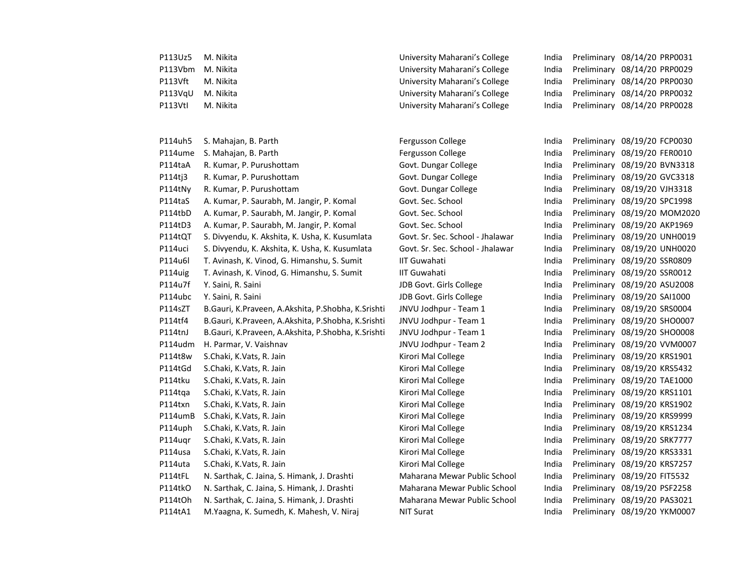| | | | | | | |
|---|---|---|---|---|---|---|
| P113Uz5 | M. Nikita | University Maharani's College | India | Preliminary | 08/14/20 | PRP0031 |
| P113Vbm | M. Nikita | University Maharani's College | India | Preliminary | 08/14/20 | PRP0029 |
| P113Vft | M. Nikita | University Maharani's College | India | Preliminary | 08/14/20 | PRP0030 |
| P113VqU | M. Nikita | University Maharani's College | India | Preliminary | 08/14/20 | PRP0032 |
| P113VtI | M. Nikita | University Maharani's College | India | Preliminary | 08/14/20 | PRP0028 |

| | | | | | | |
|---|---|---|---|---|---|---|
| P114uh5 | S. Mahajan, B. Parth | Fergusson College | India | Preliminary | 08/19/20 | FCP0030 |
| P114ume | S. Mahajan, B. Parth | Fergusson College | India | Preliminary | 08/19/20 | FER0010 |
| P114taA | R. Kumar, P. Purushottam | Govt. Dungar College | India | Preliminary | 08/19/20 | BVN3318 |
| P114tj3 | R. Kumar, P. Purushottam | Govt. Dungar College | India | Preliminary | 08/19/20 | GVC3318 |
| P114tNy | R. Kumar, P. Purushottam | Govt. Dungar College | India | Preliminary | 08/19/20 | VJH3318 |
| P114taS | A. Kumar, P. Saurabh, M. Jangir, P. Komal | Govt. Sec. School | India | Preliminary | 08/19/20 | SPC1998 |
| P114tbD | A. Kumar, P. Saurabh, M. Jangir, P. Komal | Govt. Sec. School | India | Preliminary | 08/19/20 | MOM2020 |
| P114tD3 | A. Kumar, P. Saurabh, M. Jangir, P. Komal | Govt. Sec. School | India | Preliminary | 08/19/20 | AKP1969 |
| P114tQT | S. Divyendu, K. Akshita, K. Usha, K. Kusumlata | Govt. Sr. Sec. School - Jhalawar | India | Preliminary | 08/19/20 | UNH0019 |
| P114uci | S. Divyendu, K. Akshita, K. Usha, K. Kusumlata | Govt. Sr. Sec. School - Jhalawar | India | Preliminary | 08/19/20 | UNH0020 |
| P114u6l | T. Avinash, K. Vinod, G. Himanshu, S. Sumit | IIT Guwahati | India | Preliminary | 08/19/20 | SSR0809 |
| P114uig | T. Avinash, K. Vinod, G. Himanshu, S. Sumit | IIT Guwahati | India | Preliminary | 08/19/20 | SSR0012 |
| P114u7f | Y. Saini, R. Saini | JDB Govt. Girls College | India | Preliminary | 08/19/20 | ASU2008 |
| P114ubc | Y. Saini, R. Saini | JDB Govt. Girls College | India | Preliminary | 08/19/20 | SAI1000 |
| P114sZT | B.Gauri, K.Praveen, A.Akshita, P.Shobha, K.Srishti | JNVU Jodhpur - Team 1 | India | Preliminary | 08/19/20 | SRS0004 |
| P114tf4 | B.Gauri, K.Praveen, A.Akshita, P.Shobha, K.Srishti | JNVU Jodhpur - Team 1 | India | Preliminary | 08/19/20 | SHO0007 |
| P114tnJ | B.Gauri, K.Praveen, A.Akshita, P.Shobha, K.Srishti | JNVU Jodhpur - Team 1 | India | Preliminary | 08/19/20 | SHO0008 |
| P114udm | H. Parmar, V. Vaishnav | JNVU Jodhpur - Team 2 | India | Preliminary | 08/19/20 | VVM0007 |
| P114t8w | S.Chaki, K.Vats, R. Jain | Kirori Mal College | India | Preliminary | 08/19/20 | KRS1901 |
| P114tGd | S.Chaki, K.Vats, R. Jain | Kirori Mal College | India | Preliminary | 08/19/20 | KRS5432 |
| P114tku | S.Chaki, K.Vats, R. Jain | Kirori Mal College | India | Preliminary | 08/19/20 | TAE1000 |
| P114tqa | S.Chaki, K.Vats, R. Jain | Kirori Mal College | India | Preliminary | 08/19/20 | KRS1101 |
| P114txn | S.Chaki, K.Vats, R. Jain | Kirori Mal College | India | Preliminary | 08/19/20 | KRS1902 |
| P114umB | S.Chaki, K.Vats, R. Jain | Kirori Mal College | India | Preliminary | 08/19/20 | KRS9999 |
| P114uph | S.Chaki, K.Vats, R. Jain | Kirori Mal College | India | Preliminary | 08/19/20 | KRS1234 |
| P114uqr | S.Chaki, K.Vats, R. Jain | Kirori Mal College | India | Preliminary | 08/19/20 | SRK7777 |
| P114usa | S.Chaki, K.Vats, R. Jain | Kirori Mal College | India | Preliminary | 08/19/20 | KRS3331 |
| P114uta | S.Chaki, K.Vats, R. Jain | Kirori Mal College | India | Preliminary | 08/19/20 | KRS7257 |
| P114tFL | N. Sarthak, C. Jaina, S. Himank, J. Drashti | Maharana Mewar Public School | India | Preliminary | 08/19/20 | FIT5532 |
| P114tkO | N. Sarthak, C. Jaina, S. Himank, J. Drashti | Maharana Mewar Public School | India | Preliminary | 08/19/20 | PSF2258 |
| P114tOh | N. Sarthak, C. Jaina, S. Himank, J. Drashti | Maharana Mewar Public School | India | Preliminary | 08/19/20 | PAS3021 |
| P114tA1 | M.Yaagna, K. Sumedh, K. Mahesh, V. Niraj | NIT Surat | India | Preliminary | 08/19/20 | YKM0007 |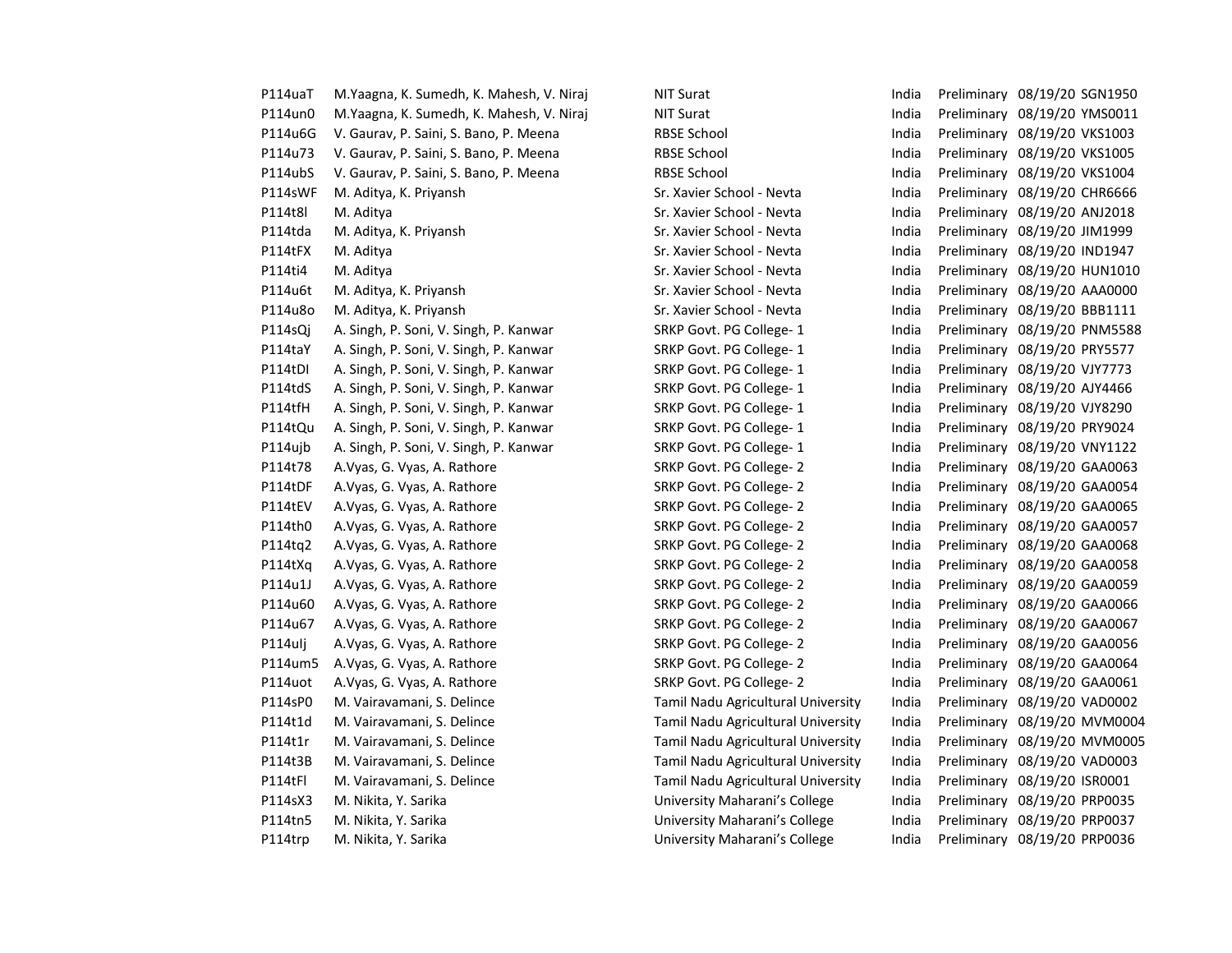| | | | | | | |
|---|---|---|---|---|---|---|
| P114uaT | M.Yaagna, K. Sumedh, K. Mahesh, V. Niraj | NIT Surat | India | Preliminary | 08/19/20 | SGN1950 |
| P114un0 | M.Yaagna, K. Sumedh, K. Mahesh, V. Niraj | NIT Surat | India | Preliminary | 08/19/20 | YMS0011 |
| P114u6G | V. Gaurav, P. Saini, S. Bano, P. Meena | RBSE School | India | Preliminary | 08/19/20 | VKS1003 |
| P114u73 | V. Gaurav, P. Saini, S. Bano, P. Meena | RBSE School | India | Preliminary | 08/19/20 | VKS1005 |
| P114ubS | V. Gaurav, P. Saini, S. Bano, P. Meena | RBSE School | India | Preliminary | 08/19/20 | VKS1004 |
| P114sWF | M. Aditya, K. Priyansh | Sr. Xavier School - Nevta | India | Preliminary | 08/19/20 | CHR6666 |
| P114t8l | M. Aditya | Sr. Xavier School - Nevta | India | Preliminary | 08/19/20 | ANJ2018 |
| P114tda | M. Aditya, K. Priyansh | Sr. Xavier School - Nevta | India | Preliminary | 08/19/20 | JIM1999 |
| P114tFX | M. Aditya | Sr. Xavier School - Nevta | India | Preliminary | 08/19/20 | IND1947 |
| P114ti4 | M. Aditya | Sr. Xavier School - Nevta | India | Preliminary | 08/19/20 | HUN1010 |
| P114u6t | M. Aditya, K. Priyansh | Sr. Xavier School - Nevta | India | Preliminary | 08/19/20 | AAA0000 |
| P114u8o | M. Aditya, K. Priyansh | Sr. Xavier School - Nevta | India | Preliminary | 08/19/20 | BBB1111 |
| P114sQj | A. Singh, P. Soni, V. Singh, P. Kanwar | SRKP Govt. PG College- 1 | India | Preliminary | 08/19/20 | PNM5588 |
| P114taY | A. Singh, P. Soni, V. Singh, P. Kanwar | SRKP Govt. PG College- 1 | India | Preliminary | 08/19/20 | PRY5577 |
| P114tDI | A. Singh, P. Soni, V. Singh, P. Kanwar | SRKP Govt. PG College- 1 | India | Preliminary | 08/19/20 | VJY7773 |
| P114tdS | A. Singh, P. Soni, V. Singh, P. Kanwar | SRKP Govt. PG College- 1 | India | Preliminary | 08/19/20 | AJY4466 |
| P114tfH | A. Singh, P. Soni, V. Singh, P. Kanwar | SRKP Govt. PG College- 1 | India | Preliminary | 08/19/20 | VJY8290 |
| P114tQu | A. Singh, P. Soni, V. Singh, P. Kanwar | SRKP Govt. PG College- 1 | India | Preliminary | 08/19/20 | PRY9024 |
| P114ujb | A. Singh, P. Soni, V. Singh, P. Kanwar | SRKP Govt. PG College- 1 | India | Preliminary | 08/19/20 | VNY1122 |
| P114t78 | A.Vyas, G. Vyas, A. Rathore | SRKP Govt. PG College- 2 | India | Preliminary | 08/19/20 | GAA0063 |
| P114tDF | A.Vyas, G. Vyas, A. Rathore | SRKP Govt. PG College- 2 | India | Preliminary | 08/19/20 | GAA0054 |
| P114tEV | A.Vyas, G. Vyas, A. Rathore | SRKP Govt. PG College- 2 | India | Preliminary | 08/19/20 | GAA0065 |
| P114th0 | A.Vyas, G. Vyas, A. Rathore | SRKP Govt. PG College- 2 | India | Preliminary | 08/19/20 | GAA0057 |
| P114tq2 | A.Vyas, G. Vyas, A. Rathore | SRKP Govt. PG College- 2 | India | Preliminary | 08/19/20 | GAA0068 |
| P114tXq | A.Vyas, G. Vyas, A. Rathore | SRKP Govt. PG College- 2 | India | Preliminary | 08/19/20 | GAA0058 |
| P114u1J | A.Vyas, G. Vyas, A. Rathore | SRKP Govt. PG College- 2 | India | Preliminary | 08/19/20 | GAA0059 |
| P114u60 | A.Vyas, G. Vyas, A. Rathore | SRKP Govt. PG College- 2 | India | Preliminary | 08/19/20 | GAA0066 |
| P114u67 | A.Vyas, G. Vyas, A. Rathore | SRKP Govt. PG College- 2 | India | Preliminary | 08/19/20 | GAA0067 |
| P114ulj | A.Vyas, G. Vyas, A. Rathore | SRKP Govt. PG College- 2 | India | Preliminary | 08/19/20 | GAA0056 |
| P114um5 | A.Vyas, G. Vyas, A. Rathore | SRKP Govt. PG College- 2 | India | Preliminary | 08/19/20 | GAA0064 |
| P114uot | A.Vyas, G. Vyas, A. Rathore | SRKP Govt. PG College- 2 | India | Preliminary | 08/19/20 | GAA0061 |
| P114sP0 | M. Vairavamani, S. Delince | Tamil Nadu Agricultural University | India | Preliminary | 08/19/20 | VAD0002 |
| P114t1d | M. Vairavamani, S. Delince | Tamil Nadu Agricultural University | India | Preliminary | 08/19/20 | MVM0004 |
| P114t1r | M. Vairavamani, S. Delince | Tamil Nadu Agricultural University | India | Preliminary | 08/19/20 | MVM0005 |
| P114t3B | M. Vairavamani, S. Delince | Tamil Nadu Agricultural University | India | Preliminary | 08/19/20 | VAD0003 |
| P114tFl | M. Vairavamani, S. Delince | Tamil Nadu Agricultural University | India | Preliminary | 08/19/20 | ISR0001 |
| P114sX3 | M. Nikita, Y. Sarika | University Maharani's College | India | Preliminary | 08/19/20 | PRP0035 |
| P114tn5 | M. Nikita, Y. Sarika | University Maharani's College | India | Preliminary | 08/19/20 | PRP0037 |
| P114trp | M. Nikita, Y. Sarika | University Maharani's College | India | Preliminary | 08/19/20 | PRP0036 |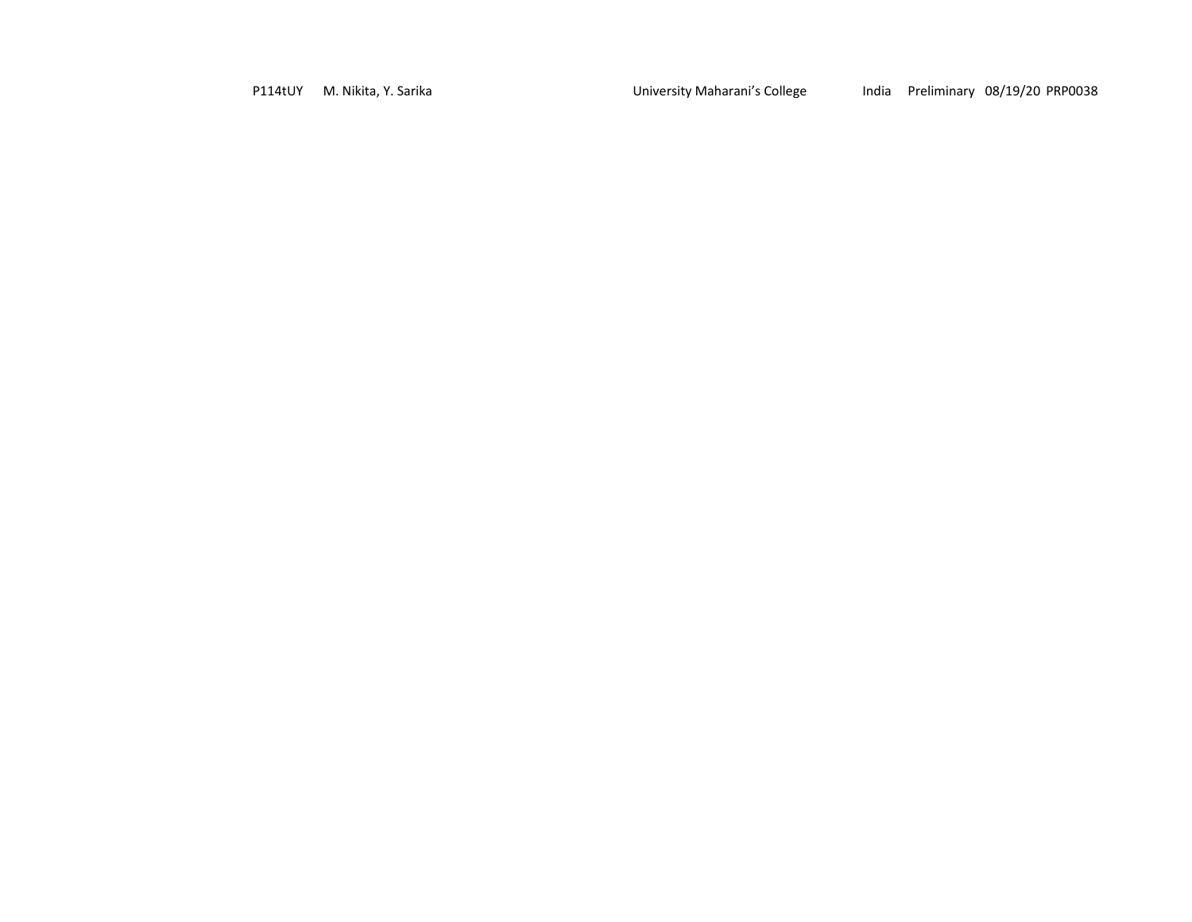| | | | | | | |
|---|---|---|---|---|---|---|
| P114tUY | M. Nikita, Y. Sarika | University Maharani's College | India | Preliminary | 08/19/20 | PRP0038 |